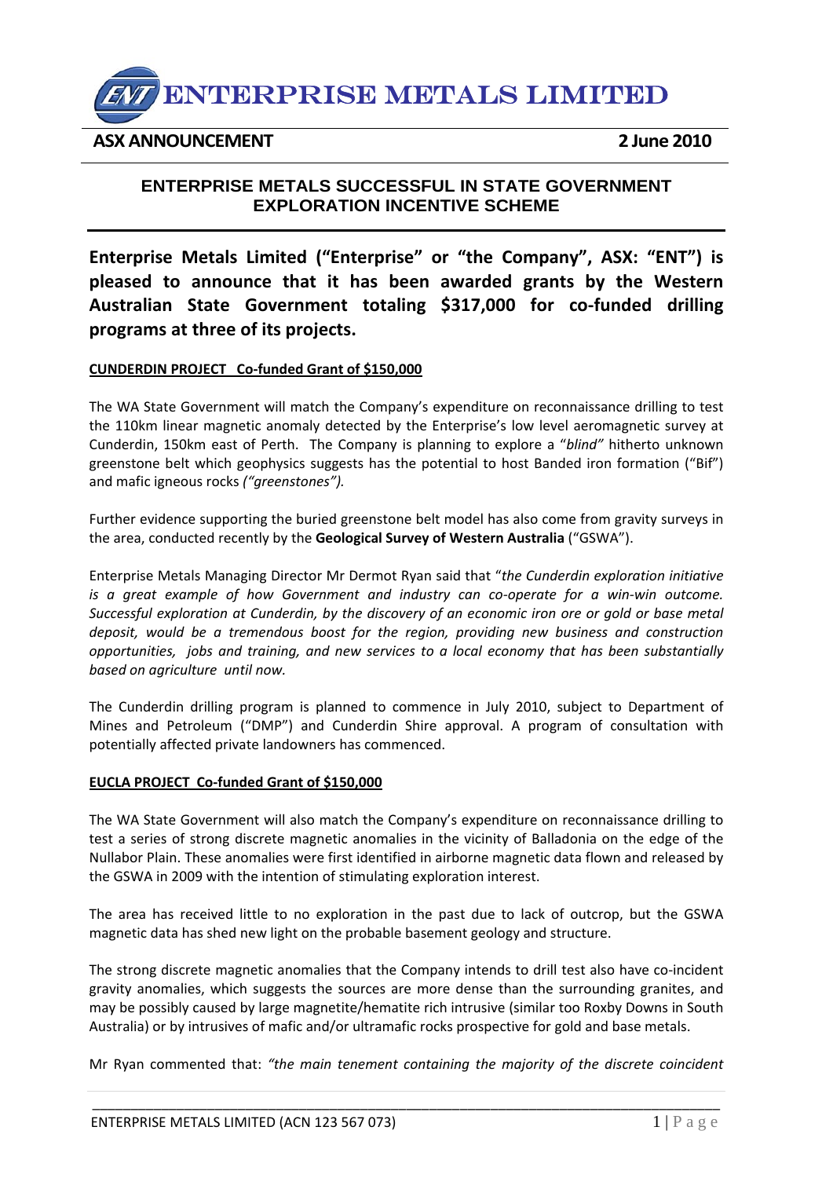# ENTERPRISE METALS LIMITED

**ASX ANNOUNCEMENT** **2 June 2010**

## ENTERPRISE METALS SUCCESSFUL IN STATE GOVERNMENT EXPLORATION INCENTIVE SCHEME

**Enterprise Metals Limited ("Enterprise" or "the Company", ASX: "ENT") is pleased to announce that it has been awarded grants by the Western Australian State Government totaling $317,000 for co-funded drilling programs at three of its projects.**

**CUNDERDIN PROJECT Co-funded Grant of $150,000**

The WA State Government will match the Company's expenditure on reconnaissance drilling to test the 110km linear magnetic anomaly detected by the Enterprise's low level aeromagnetic survey at Cunderdin, 150km east of Perth. The Company is planning to explore a "*blind"* hitherto unknown greenstone belt which geophysics suggests has the potential to host Banded iron formation ("Bif") and mafic igneous rocks *("greenstones").*

Further evidence supporting the buried greenstone belt model has also come from gravity surveys in the area, conducted recently by the **Geological Survey of Western Australia** ("GSWA").

Enterprise Metals Managing Director Mr Dermot Ryan said that "*the Cunderdin exploration initiative is a great example of how Government and industry can co-operate for a win-win outcome. Successful exploration at Cunderdin, by the discovery of an economic iron ore or gold or base metal deposit, would be a tremendous boost for the region, providing new business and construction opportunities, jobs and training, and new services to a local economy that has been substantially based on agriculture until now.*

The Cunderdin drilling program is planned to commence in July 2010, subject to Department of Mines and Petroleum ("DMP") and Cunderdin Shire approval. A program of consultation with potentially affected private landowners has commenced.

**EUCLA PROJECT Co-funded Grant of $150,000**

The WA State Government will also match the Company's expenditure on reconnaissance drilling to test a series of strong discrete magnetic anomalies in the vicinity of Balladonia on the edge of the Nullabor Plain. These anomalies were first identified in airborne magnetic data flown and released by the GSWA in 2009 with the intention of stimulating exploration interest.

The area has received little to no exploration in the past due to lack of outcrop, but the GSWA magnetic data has shed new light on the probable basement geology and structure.

The strong discrete magnetic anomalies that the Company intends to drill test also have co-incident gravity anomalies, which suggests the sources are more dense than the surrounding granites, and may be possibly caused by large magnetite/hematite rich intrusive (similar too Roxby Downs in South Australia) or by intrusives of mafic and/or ultramafic rocks prospective for gold and base metals.

Mr Ryan commented that: *"the main tenement containing the majority of the discrete coincident*

ENTERPRISE METALS LIMITED (ACN 123 567 073)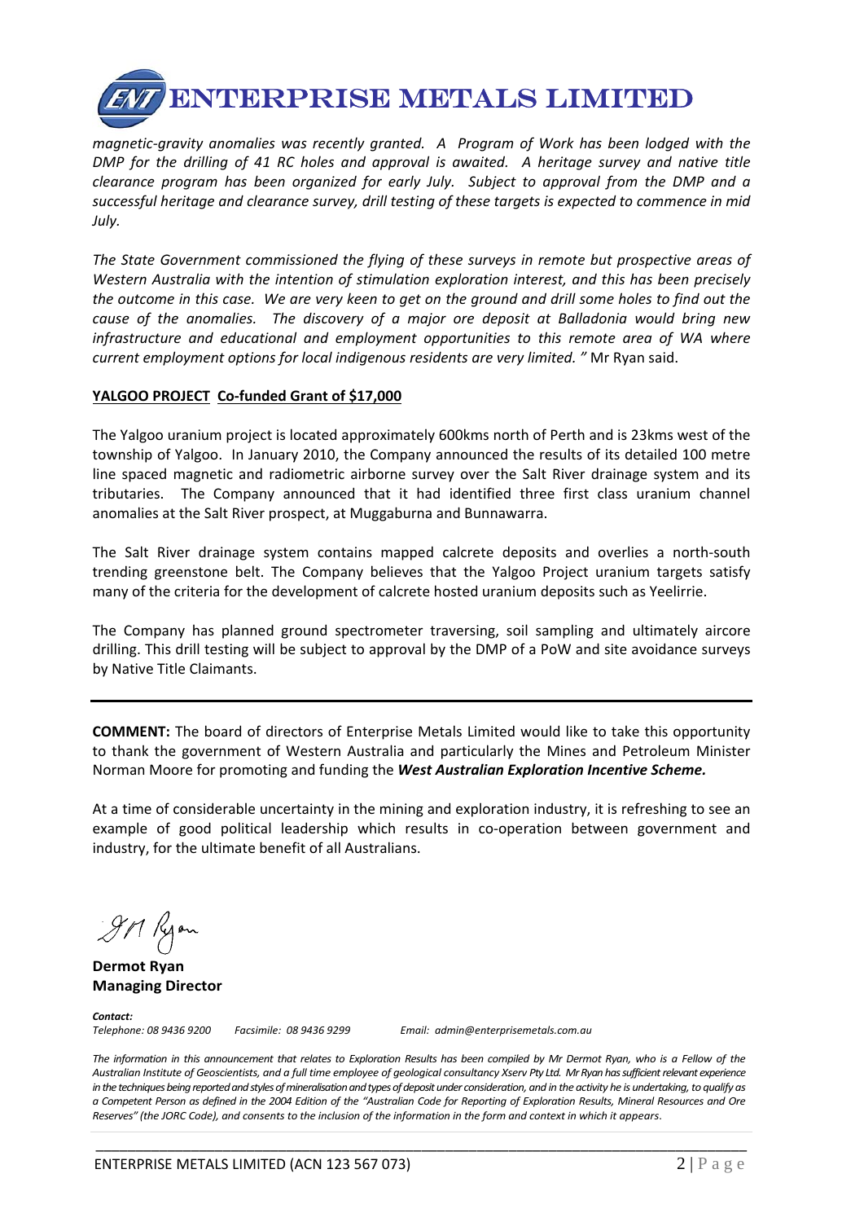*magnetic-gravity anomalies was recently granted. A Program of Work has been lodged with the DMP for the drilling of 41 RC holes and approval is awaited. A heritage survey and native title clearance program has been organized for early July. Subject to approval from the DMP and a successful heritage and clearance survey, drill testing of these targets is expected to commence in mid July.*

*The State Government commissioned the flying of these surveys in remote but prospective areas of Western Australia with the intention of stimulation exploration interest, and this has been precisely the outcome in this case. We are very keen to get on the ground and drill some holes to find out the cause of the anomalies. The discovery of a major ore deposit at Balladonia would bring new infrastructure and educational and employment opportunities to this remote area of WA where current employment options for local indigenous residents are very limited. "* Mr Ryan said.

**YALGOO PROJECT Co-funded Grant of $17,000**

The Yalgoo uranium project is located approximately 600kms north of Perth and is 23kms west of the township of Yalgoo. In January 2010, the Company announced the results of its detailed 100 metre line spaced magnetic and radiometric airborne survey over the Salt River drainage system and its tributaries. The Company announced that it had identified three first class uranium channel anomalies at the Salt River prospect, at Muggaburna and Bunnawarra.

The Salt River drainage system contains mapped calcrete deposits and overlies a north-south trending greenstone belt. The Company believes that the Yalgoo Project uranium targets satisfy many of the criteria for the development of calcrete hosted uranium deposits such as Yeelirrie.

The Company has planned ground spectrometer traversing, soil sampling and ultimately aircore drilling. This drill testing will be subject to approval by the DMP of a PoW and site avoidance surveys by Native Title Claimants.

---

**COMMENT:** The board of directors of Enterprise Metals Limited would like to take this opportunity to thank the government of Western Australia and particularly the Mines and Petroleum Minister Norman Moore for promoting and funding the ***West Australian Exploration Incentive Scheme.***

At a time of considerable uncertainty in the mining and exploration industry, it is refreshing to see an example of good political leadership which results in co-operation between government and industry, for the ultimate benefit of all Australians.

**Dermot Ryan**
**Managing Director**

***Contact:***
*Telephone: 08 9436 9200 Facsimile: 08 9436 9299 Email: admin@enterprisemetals.com.au*

*The information in this announcement that relates to Exploration Results has been compiled by Mr Dermot Ryan, who is a Fellow of the Australian Institute of Geoscientists, and a full time employee of geological consultancy Xserv Pty Ltd. Mr Ryan has sufficient relevant experience in the techniques being reported and styles of mineralisation and types of deposit under consideration, and in the activity he is undertaking, to qualify as a Competent Person as defined in the 2004 Edition of the "Australian Code for Reporting of Exploration Results, Mineral Resources and Ore Reserves" (the JORC Code), and consents to the inclusion of the information in the form and context in which it appears.*